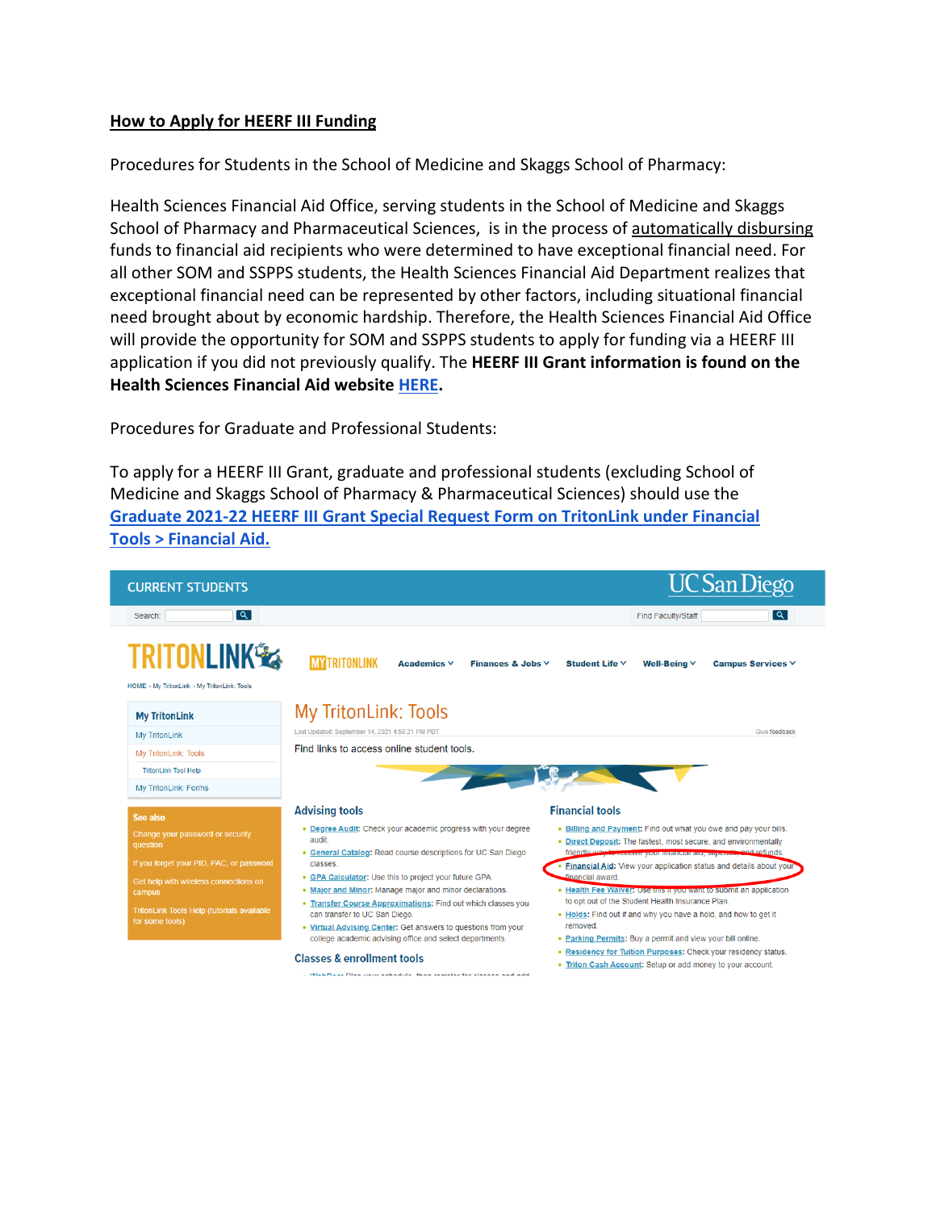**How to Apply for HEERF III Funding**

Procedures for Students in the School of Medicine and Skaggs School of Pharmacy:

Health Sciences Financial Aid Office, serving students in the School of Medicine and Skaggs School of Pharmacy and Pharmaceutical Sciences, is in the process of automatically disbursing funds to financial aid recipients who were determined to have exceptional financial need. For all other SOM and SSPPS students, the Health Sciences Financial Aid Department realizes that exceptional financial need can be represented by other factors, including situational financial need brought about by economic hardship. Therefore, the Health Sciences Financial Aid Office will provide the opportunity for SOM and SSPPS students to apply for funding via a HEERF III application if you did not previously qualify. The **HEERF III Grant information is found on the Health Sciences Financial Aid website HERE.**

Procedures for Graduate and Professional Students:

To apply for a HEERF III Grant, graduate and professional students (excluding School of Medicine and Skaggs School of Pharmacy & Pharmaceutical Sciences) should use the **Graduate 2021-22 HEERF III Grant Special Request Form on TritonLink under Financial Tools > Financial Aid.**

CURRENT STUDENTS UC San Diego

Search: Find Faculty/Staff

TRITONLINK MYTRITONLINK Academics Finances & Jobs Student Life Well-Being Campus Services

HOME › My TritonLink › My TritonLink: Tools

My TritonLink
- My TritonLink
- My TritonLink: Tools
  - TritonLink Tool Help
- My TritonLink: Forms

See also
- Change your password or security question
- If you forget your PID, PAC, or password
- Get help with wireless connections on campus
- TritonLink Tools Help (tutorials available for some tools)

My TritonLink: Tools

Last Updated: September 14, 2021 4:59:21 PM PDT Give feedback

Find links to access online student tools.

Advising tools
- Degree Audit: Check your academic progress with your degree audit.
- General Catalog: Read course descriptions for UC San Diego classes.
- GPA Calculator: Use this to project your future GPA.
- Major and Minor: Manage major and minor declarations.
- Transfer Course Approximations: Find out which classes you can transfer to UC San Diego.
- Virtual Advising Center: Get answers to questions from your college academic advising office and select departments.

Classes & enrollment tools

Financial tools
- Billing and Payment: Find out what you owe and pay your bills.
- Direct Deposit: The fastest, most secure, and environmentally friendly way to receive your financial aid, stipends, and refunds.
- Financial Aid: View your application status and details about your financial award.
- Health Fee Waiver: Use this if you want to submit an application to opt out of the Student Health Insurance Plan.
- Holds: Find out if and why you have a hold, and how to get it removed.
- Parking Permits: Buy a permit and view your bill online.
- Residency for Tuition Purposes: Check your residency status.
- Triton Cash Account: Setup or add money to your account.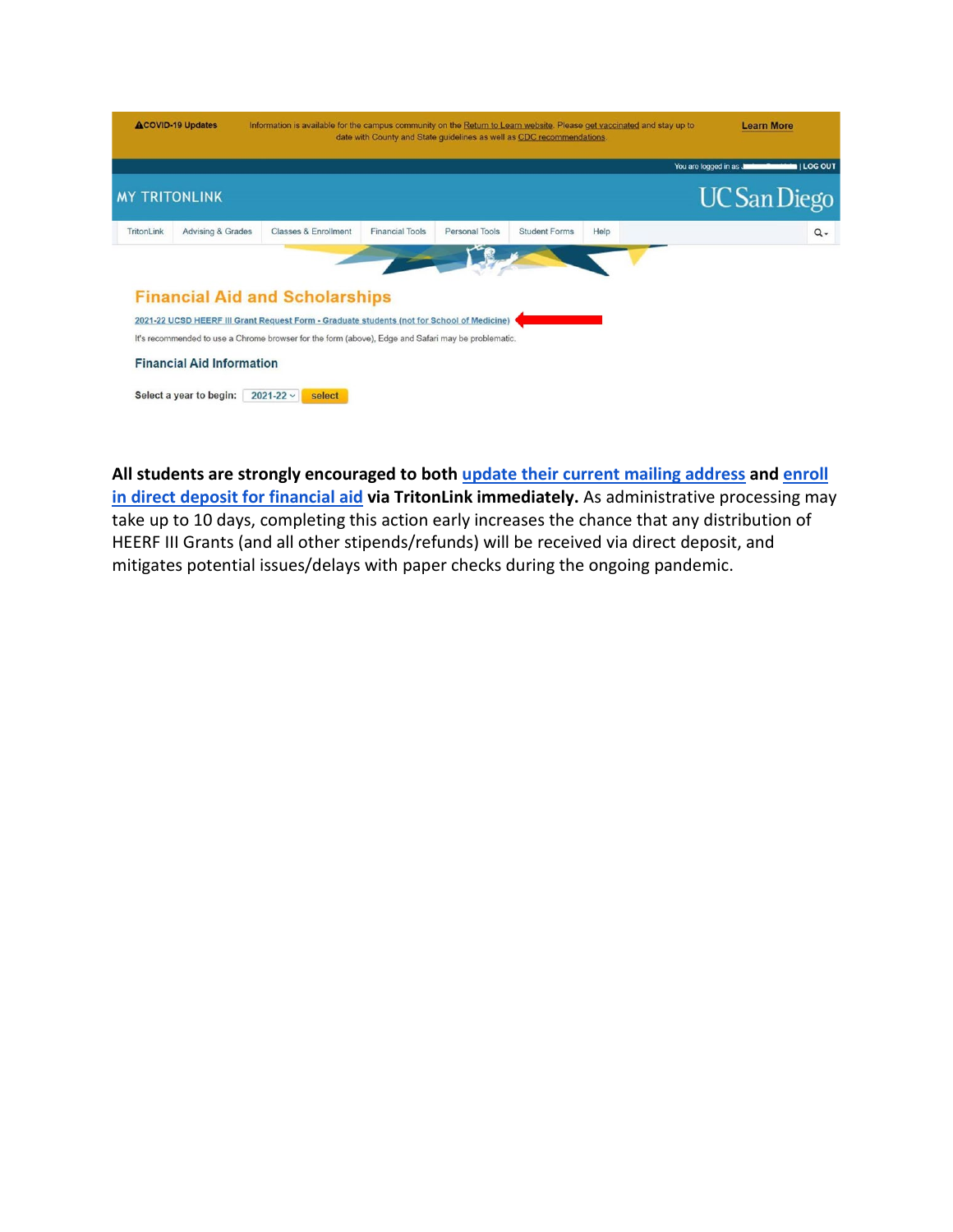COVID-19 Updates — Information is available for the campus community on the Return to Learn website. Please get vaccinated and stay up to date with County and State guidelines as well as CDC recommendations. Learn More

You are logged in as | LOG OUT

MY TRITONLINK — UC San Diego

TritonLink | Advising & Grades | Classes & Enrollment | Financial Tools | Personal Tools | Student Forms | Help

## Financial Aid and Scholarships

2021-22 UCSD HEERF III Grant Request Form - Graduate students (not for School of Medicine)

It's recommended to use a Chrome browser for the form (above), Edge and Safari may be problematic.

### Financial Aid Information

Select a year to begin: 2021-22 select

**All students are strongly encouraged to both update their current mailing address and enroll in direct deposit for financial aid via TritonLink immediately.** As administrative processing may take up to 10 days, completing this action early increases the chance that any distribution of HEERF III Grants (and all other stipends/refunds) will be received via direct deposit, and mitigates potential issues/delays with paper checks during the ongoing pandemic.